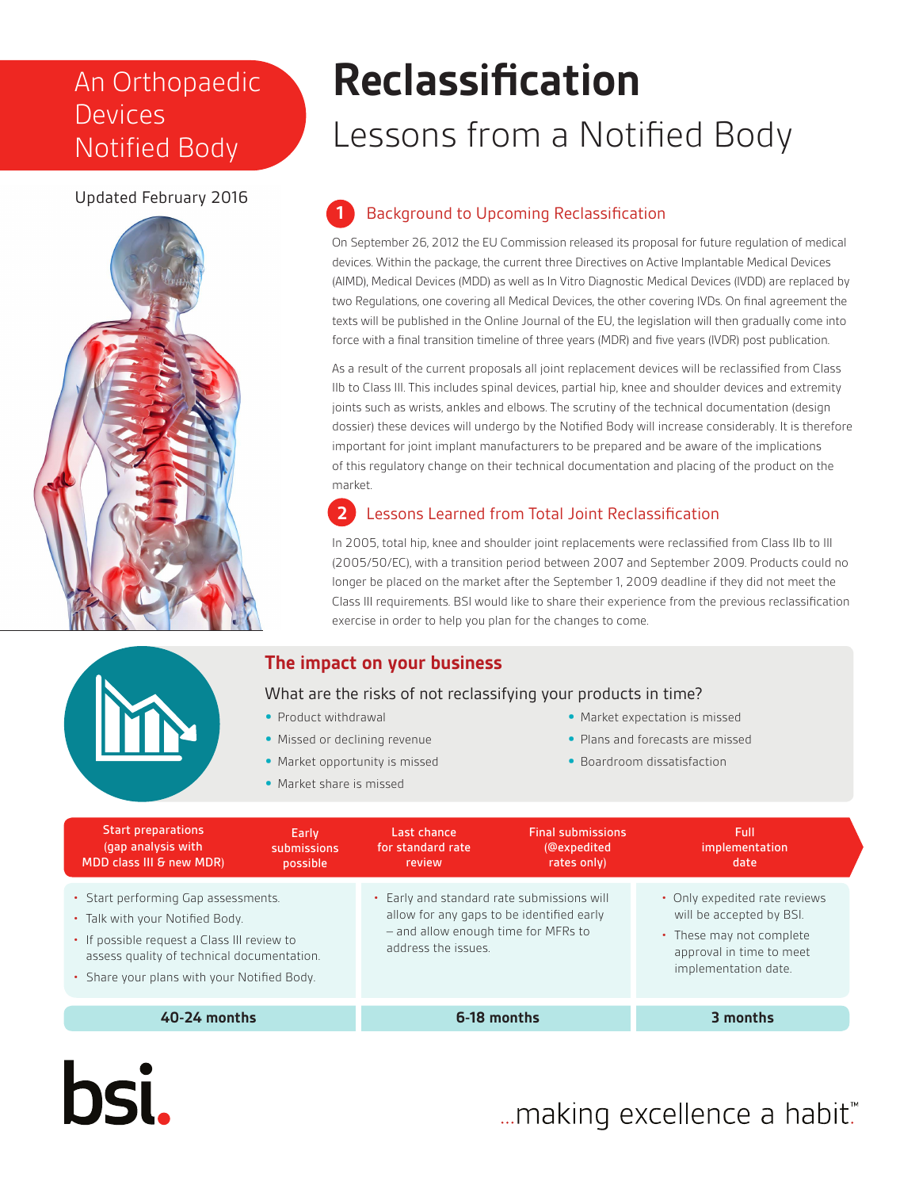An Orthopaedic Devices Notified Body

Updated February 2016

# Reclassification

## Lessons from a Notified Body

### 1 Background to Upcoming Reclassification

On September 26, 2012 the EU Commission released its proposal for future regulation of medical devices. Within the package, the current three Directives on Active Implantable Medical Devices (AIMD), Medical Devices (MDD) as well as In Vitro Diagnostic Medical Devices (IVDD) are replaced by two Regulations, one covering all Medical Devices, the other covering IVDs. On final agreement the texts will be published in the Online Journal of the EU, the legislation will then gradually come into force with a final transition timeline of three years (MDR) and five years (IVDR) post publication.

As a result of the current proposals all joint replacement devices will be reclassified from Class IIb to Class III. This includes spinal devices, partial hip, knee and shoulder devices and extremity joints such as wrists, ankles and elbows. The scrutiny of the technical documentation (design dossier) these devices will undergo by the Notified Body will increase considerably. It is therefore important for joint implant manufacturers to be prepared and be aware of the implications of this regulatory change on their technical documentation and placing of the product on the market.

### 2 Lessons Learned from Total Joint Reclassification

In 2005, total hip, knee and shoulder joint replacements were reclassified from Class IIb to III (2005/50/EC), with a transition period between 2007 and September 2009. Products could no longer be placed on the market after the September 1, 2009 deadline if they did not meet the Class III requirements. BSI would like to share their experience from the previous reclassification exercise in order to help you plan for the changes to come.

### The impact on your business

What are the risks of not reclassifying your products in time?

- Product withdrawal
- Missed or declining revenue
- Market opportunity is missed
- Market share is missed
- Market expectation is missed
- Plans and forecasts are missed
- Boardroom dissatisfaction

| Start preparations (gap analysis with MDD class III & new MDR) | Early submissions possible | Last chance for standard rate review | Final submissions (@expedited rates only) | Full implementation date |
|---|---|---|---|---|
| • Start performing Gap assessments.<br>• Talk with your Notified Body.<br>• If possible request a Class III review to assess quality of technical documentation.<br>• Share your plans with your Notified Body. | | • Early and standard rate submissions will allow for any gaps to be identified early – and allow enough time for MFRs to address the issues. | | • Only expedited rate reviews will be accepted by BSI.<br>• These may not complete approval in time to meet implementation date. |
| **40-24 months** | | **6-18 months** | | **3 months** |

bsi. ...making excellence a habit.™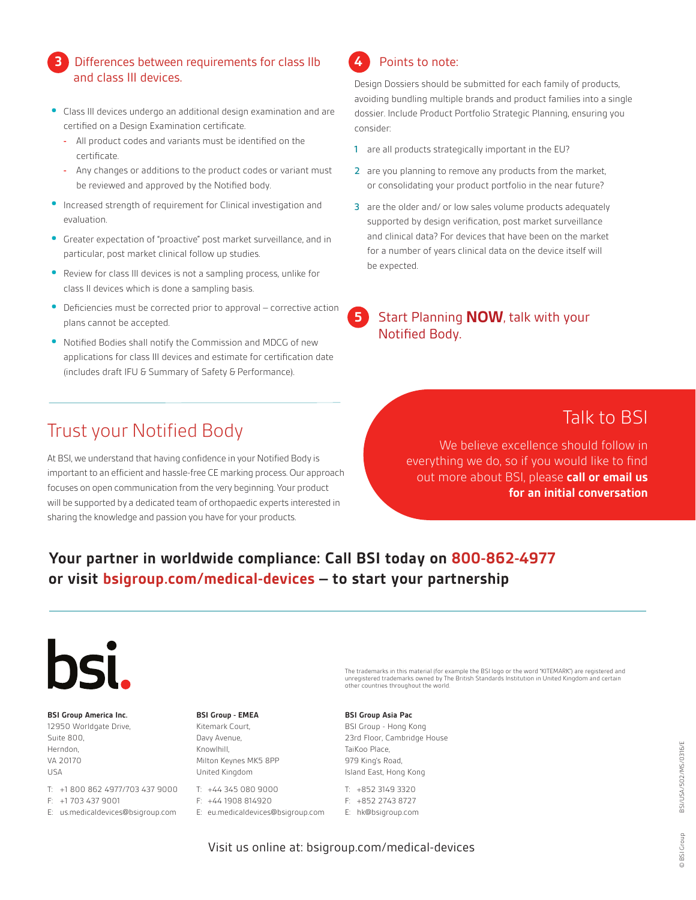## 3 Differences between requirements for class IIb and class III devices.

- Class III devices undergo an additional design examination and are certified on a Design Examination certificate.
  - All product codes and variants must be identified on the certificate.
  - Any changes or additions to the product codes or variant must be reviewed and approved by the Notified body.
- Increased strength of requirement for Clinical investigation and evaluation.
- Greater expectation of "proactive" post market surveillance, and in particular, post market clinical follow up studies.
- Review for class III devices is not a sampling process, unlike for class II devices which is done a sampling basis.
- Deficiencies must be corrected prior to approval – corrective action plans cannot be accepted.
- Notified Bodies shall notify the Commission and MDCG of new applications for class III devices and estimate for certification date (includes draft IFU & Summary of Safety & Performance).

## 4 Points to note:

Design Dossiers should be submitted for each family of products, avoiding bundling multiple brands and product families into a single dossier. Include Product Portfolio Strategic Planning, ensuring you consider:

1. are all products strategically important in the EU?
2. are you planning to remove any products from the market, or consolidating your product portfolio in the near future?
3. are the older and/ or low sales volume products adequately supported by design verification, post market surveillance and clinical data? For devices that have been on the market for a number of years clinical data on the device itself will be expected.

## 5 Start Planning **NOW**, talk with your Notified Body.

## Trust your Notified Body

At BSI, we understand that having confidence in your Notified Body is important to an efficient and hassle-free CE marking process. Our approach focuses on open communication from the very beginning. Your product will be supported by a dedicated team of orthopaedic experts interested in sharing the knowledge and passion you have for your products.

## Talk to BSI

We believe excellence should follow in everything we do, so if you would like to find out more about BSI, please **call or email us for an initial conversation**

**Your partner in worldwide compliance: Call BSI today on 800-862-4977 or visit bsigroup.com/medical-devices – to start your partnership**

bsi.

The trademarks in this material (for example the BSI logo or the word "KITEMARK") are registered and unregistered trademarks owned by The British Standards Institution in United Kingdom and certain other countries throughout the world.

**BSI Group America Inc.**
12950 Worldgate Drive,
Suite 800,
Herndon,
VA 20170
USA

T: +1 800 862 4977/703 437 9000
F: +1 703 437 9001
E: us.medicaldevices@bsigroup.com

**BSI Group - EMEA**
Kitemark Court,
Davy Avenue,
Knowlhill,
Milton Keynes MK5 8PP
United Kingdom

T: +44 345 080 9000
F: +44 1908 814920
E: eu.medicaldevices@bsigroup.com

**BSI Group Asia Pac**
BSI Group - Hong Kong
23rd Floor, Cambridge House
TaiKoo Place,
979 King's Road,
Island East, Hong Kong

T: +852 3149 3320
F: +852 2743 8727
E: hk@bsigroup.com

Visit us online at: bsigroup.com/medical-devices

BSI/USA/502/MS/0316/E

© BSI Group